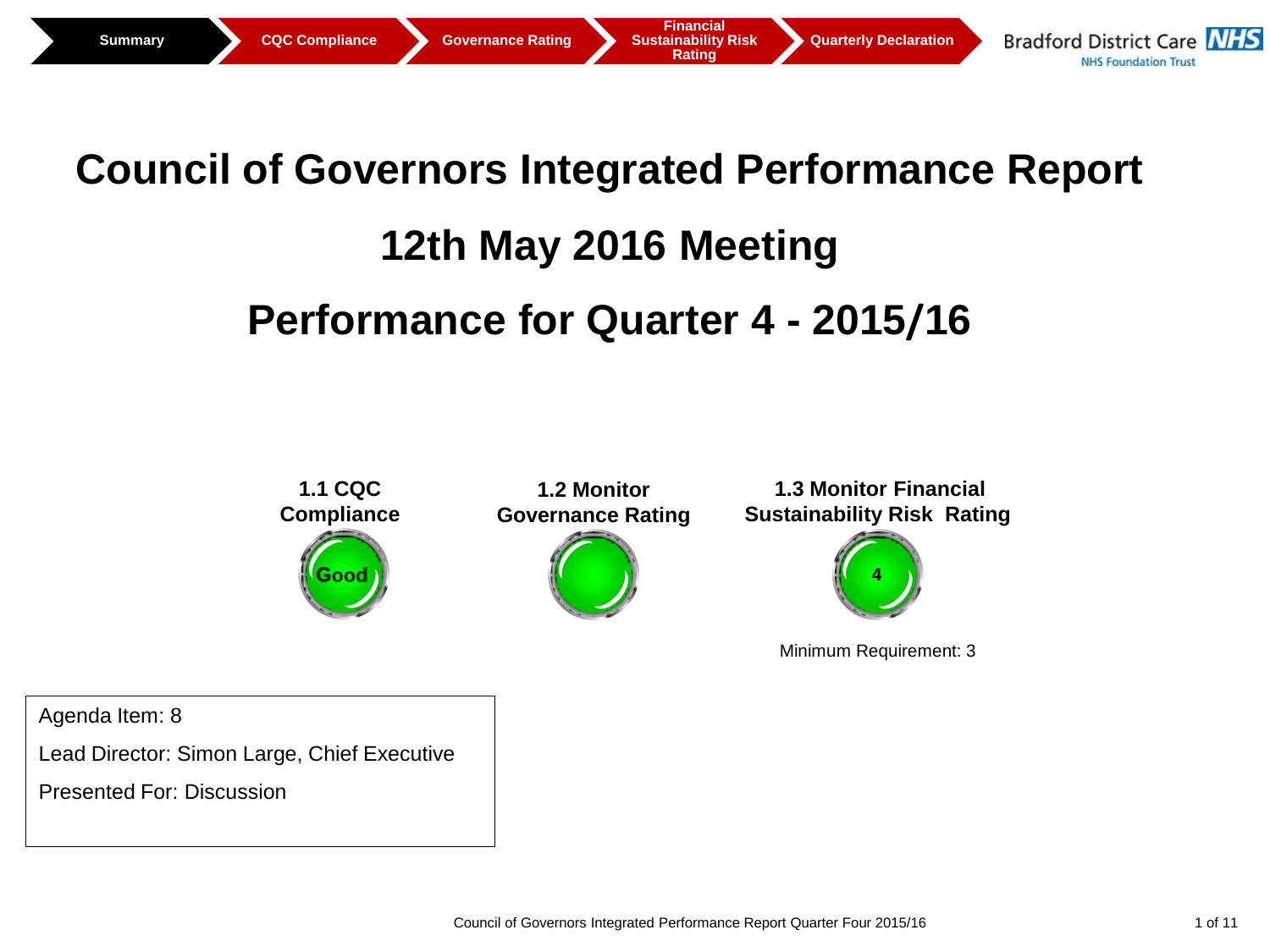Summary | CQC Compliance | Governance Rating | Financial Sustainability Risk Rating | Quarterly Declaration

Bradford District Care NHS
NHS Foundation Trust

# Council of Governors Integrated Performance Report

# 12th May 2016 Meeting

# Performance for Quarter 4 - 2015/16

| 1.1 CQC Compliance | 1.2 Monitor Governance Rating | 1.3 Monitor Financial Sustainability Risk Rating |
|---|---|---|
| Good | | 4 |
| | | Minimum Requirement: 3 |

Agenda Item: 8

Lead Director: Simon Large, Chief Executive

Presented For: Discussion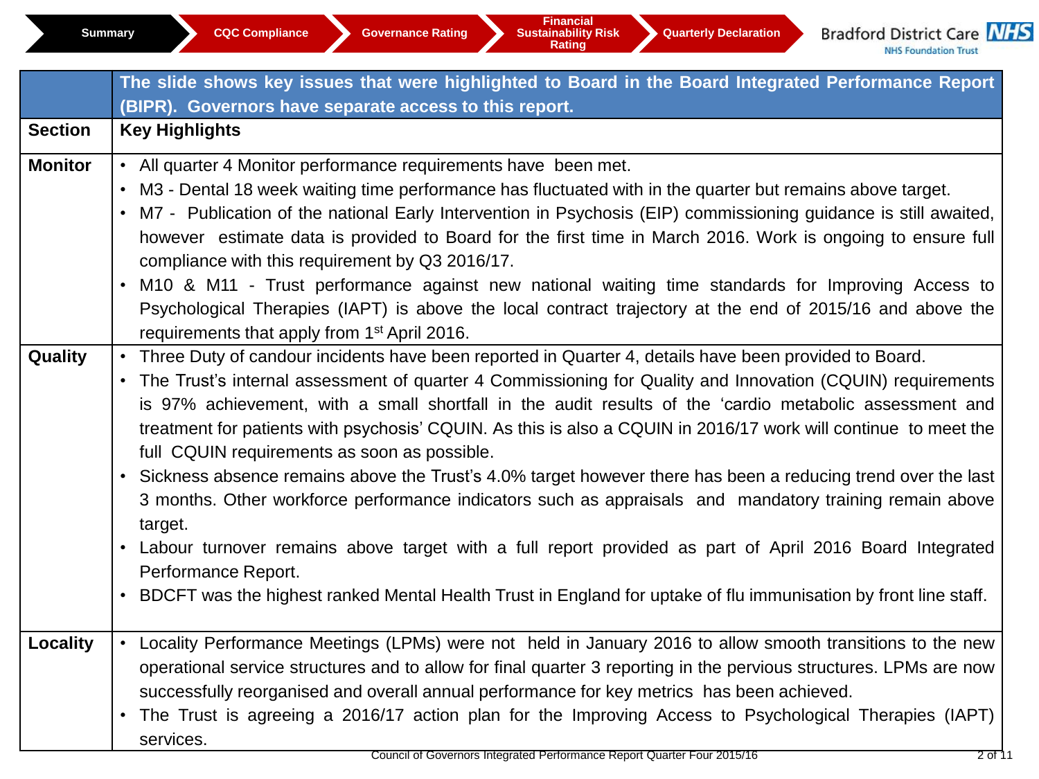Summary | CQC Compliance | Governance Rating | Financial Sustainability Risk Rating | Quarterly Declaration

Bradford District Care NHS Foundation Trust

| | The slide shows key issues that were highlighted to Board in the Board Integrated Performance Report (BIPR). Governors have separate access to this report. |
|---|---|
| **Section** | **Key Highlights** |
| **Monitor** | • All quarter 4 Monitor performance requirements have been met.<br>• M3 - Dental 18 week waiting time performance has fluctuated with in the quarter but remains above target.<br>• M7 - Publication of the national Early Intervention in Psychosis (EIP) commissioning guidance is still awaited, however estimate data is provided to Board for the first time in March 2016. Work is ongoing to ensure full compliance with this requirement by Q3 2016/17.<br>• M10 & M11 - Trust performance against new national waiting time standards for Improving Access to Psychological Therapies (IAPT) is above the local contract trajectory at the end of 2015/16 and above the requirements that apply from 1st April 2016. |
| **Quality** | • Three Duty of candour incidents have been reported in Quarter 4, details have been provided to Board.<br>• The Trust's internal assessment of quarter 4 Commissioning for Quality and Innovation (CQUIN) requirements is 97% achievement, with a small shortfall in the audit results of the 'cardio metabolic assessment and treatment for patients with psychosis' CQUIN. As this is also a CQUIN in 2016/17 work will continue to meet the full CQUIN requirements as soon as possible.<br>• Sickness absence remains above the Trust's 4.0% target however there has been a reducing trend over the last 3 months. Other workforce performance indicators such as appraisals and mandatory training remain above target.<br>• Labour turnover remains above target with a full report provided as part of April 2016 Board Integrated Performance Report.<br>• BDCFT was the highest ranked Mental Health Trust in England for uptake of flu immunisation by front line staff. |
| **Locality** | • Locality Performance Meetings (LPMs) were not held in January 2016 to allow smooth transitions to the new operational service structures and to allow for final quarter 3 reporting in the pervious structures. LPMs are now successfully reorganised and overall annual performance for key metrics has been achieved.<br>• The Trust is agreeing a 2016/17 action plan for the Improving Access to Psychological Therapies (IAPT) services. |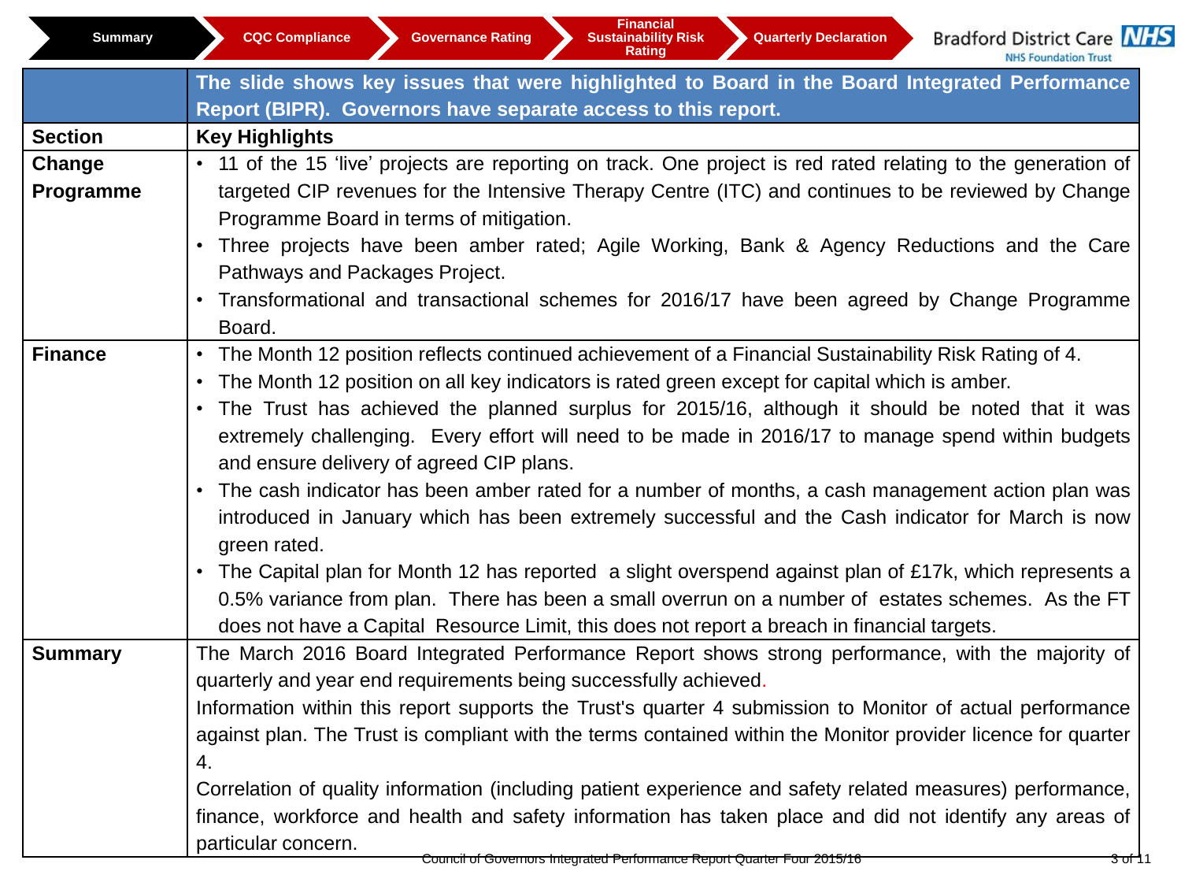Summary | CQC Compliance | Governance Rating | Financial Sustainability Risk Rating | Quarterly Declaration

Bradford District Care NHS Foundation Trust

| | The slide shows key issues that were highlighted to Board in the Board Integrated Performance Report (BIPR). Governors have separate access to this report. |
|---|---|
| **Section** | **Key Highlights** |
| **Change Programme** | • 11 of the 15 'live' projects are reporting on track. One project is red rated relating to the generation of targeted CIP revenues for the Intensive Therapy Centre (ITC) and continues to be reviewed by Change Programme Board in terms of mitigation.<br>• Three projects have been amber rated; Agile Working, Bank & Agency Reductions and the Care Pathways and Packages Project.<br>• Transformational and transactional schemes for 2016/17 have been agreed by Change Programme Board. |
| **Finance** | • The Month 12 position reflects continued achievement of a Financial Sustainability Risk Rating of 4.<br>• The Month 12 position on all key indicators is rated green except for capital which is amber.<br>• The Trust has achieved the planned surplus for 2015/16, although it should be noted that it was extremely challenging. Every effort will need to be made in 2016/17 to manage spend within budgets and ensure delivery of agreed CIP plans.<br>• The cash indicator has been amber rated for a number of months, a cash management action plan was introduced in January which has been extremely successful and the Cash indicator for March is now green rated.<br>• The Capital plan for Month 12 has reported a slight overspend against plan of £17k, which represents a 0.5% variance from plan. There has been a small overrun on a number of estates schemes. As the FT does not have a Capital Resource Limit, this does not report a breach in financial targets. |
| **Summary** | The March 2016 Board Integrated Performance Report shows strong performance, with the majority of quarterly and year end requirements being successfully achieved.<br>Information within this report supports the Trust's quarter 4 submission to Monitor of actual performance against plan. The Trust is compliant with the terms contained within the Monitor provider licence for quarter 4.<br>Correlation of quality information (including patient experience and safety related measures) performance, finance, workforce and health and safety information has taken place and did not identify any areas of particular concern. |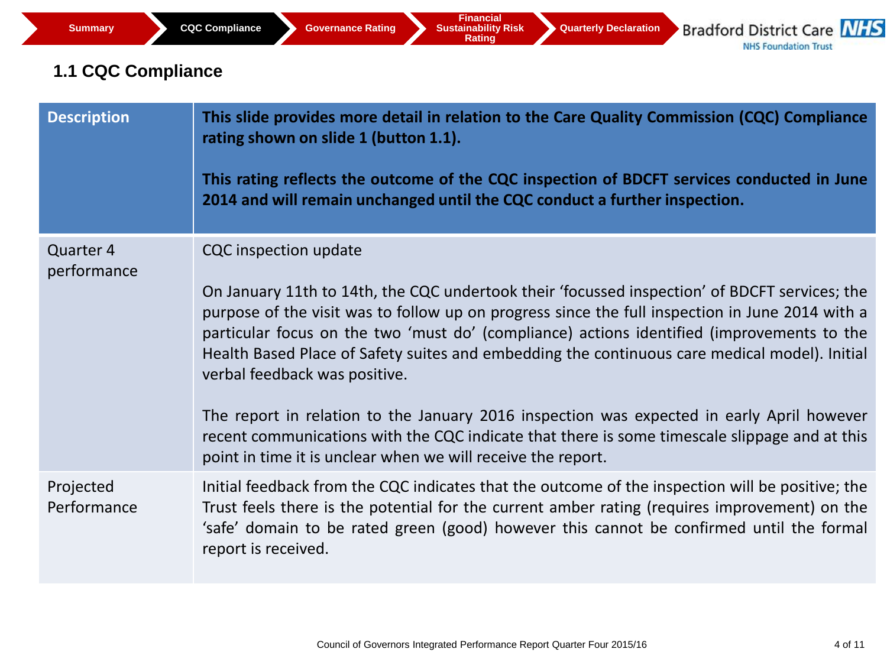Summary | CQC Compliance | Governance Rating | Financial Sustainability Risk Rating | Quarterly Declaration

Bradford District Care NHS Foundation Trust

## 1.1 CQC Compliance

| Description | This slide provides more detail in relation to the Care Quality Commission (CQC) Compliance rating shown on slide 1 (button 1.1).<br><br>This rating reflects the outcome of the CQC inspection of BDCFT services conducted in June 2014 and will remain unchanged until the CQC conduct a further inspection. |
|---|---|
| Quarter 4 performance | CQC inspection update<br><br>On January 11th to 14th, the CQC undertook their 'focussed inspection' of BDCFT services; the purpose of the visit was to follow up on progress since the full inspection in June 2014 with a particular focus on the two 'must do' (compliance) actions identified (improvements to the Health Based Place of Safety suites and embedding the continuous care medical model). Initial verbal feedback was positive.<br><br>The report in relation to the January 2016 inspection was expected in early April however recent communications with the CQC indicate that there is some timescale slippage and at this point in time it is unclear when we will receive the report. |
| Projected Performance | Initial feedback from the CQC indicates that the outcome of the inspection will be positive; the Trust feels there is the potential for the current amber rating (requires improvement) on the 'safe' domain to be rated green (good) however this cannot be confirmed until the formal report is received. |

Council of Governors Integrated Performance Report Quarter Four 2015/16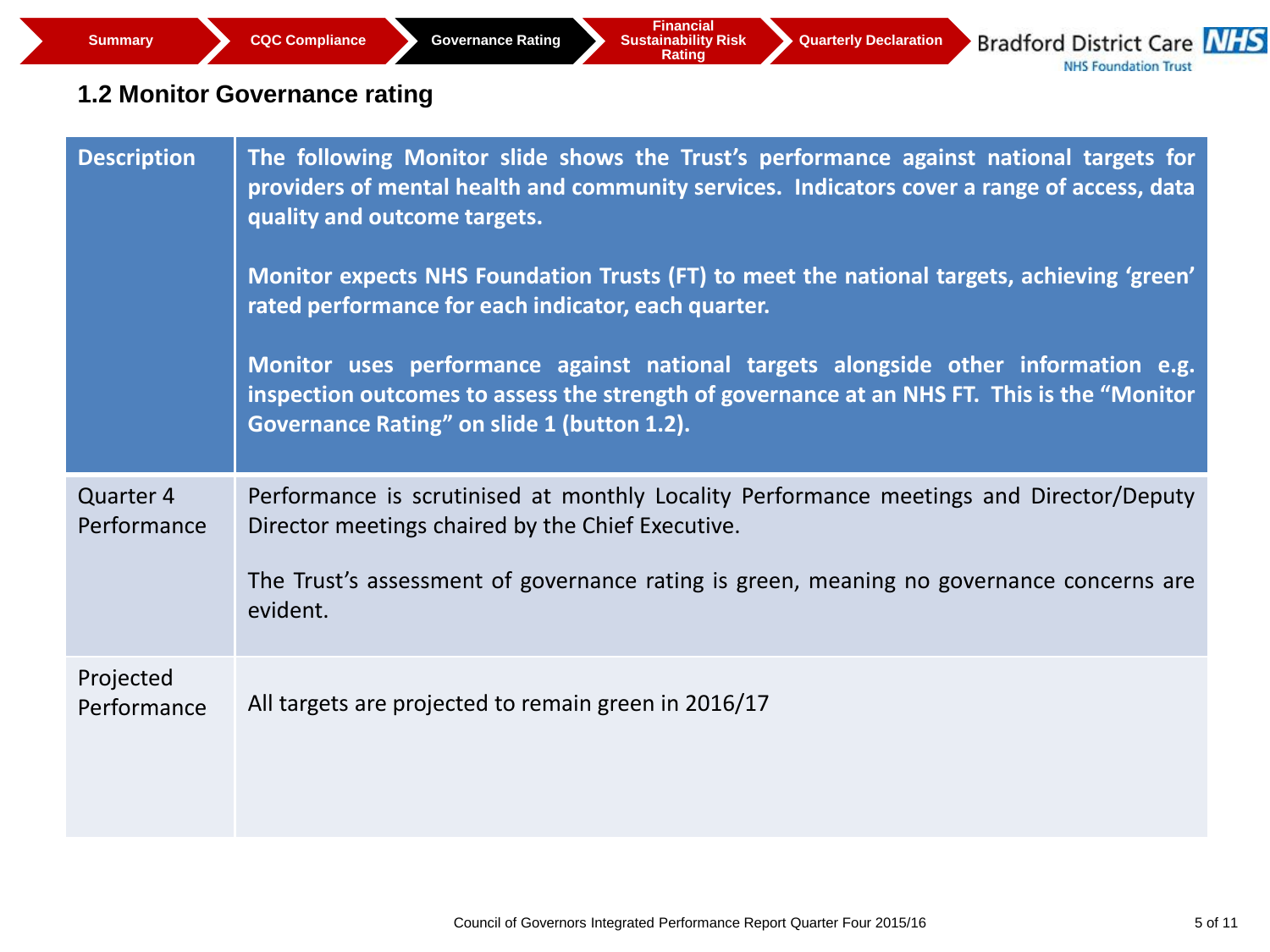Summary | CQC Compliance | Governance Rating | Financial Sustainability Risk Rating | Quarterly Declaration

Bradford District Care NHS Foundation Trust

## 1.2 Monitor Governance rating

| | |
|---|---|
| **Description** | **The following Monitor slide shows the Trust's performance against national targets for providers of mental health and community services. Indicators cover a range of access, data quality and outcome targets.**<br><br>**Monitor expects NHS Foundation Trusts (FT) to meet the national targets, achieving 'green' rated performance for each indicator, each quarter.**<br><br>**Monitor uses performance against national targets alongside other information e.g. inspection outcomes to assess the strength of governance at an NHS FT. This is the "Monitor Governance Rating" on slide 1 (button 1.2).** |
| Quarter 4 Performance | Performance is scrutinised at monthly Locality Performance meetings and Director/Deputy Director meetings chaired by the Chief Executive.<br><br>The Trust's assessment of governance rating is green, meaning no governance concerns are evident. |
| Projected Performance | All targets are projected to remain green in 2016/17 |

Council of Governors Integrated Performance Report Quarter Four 2015/16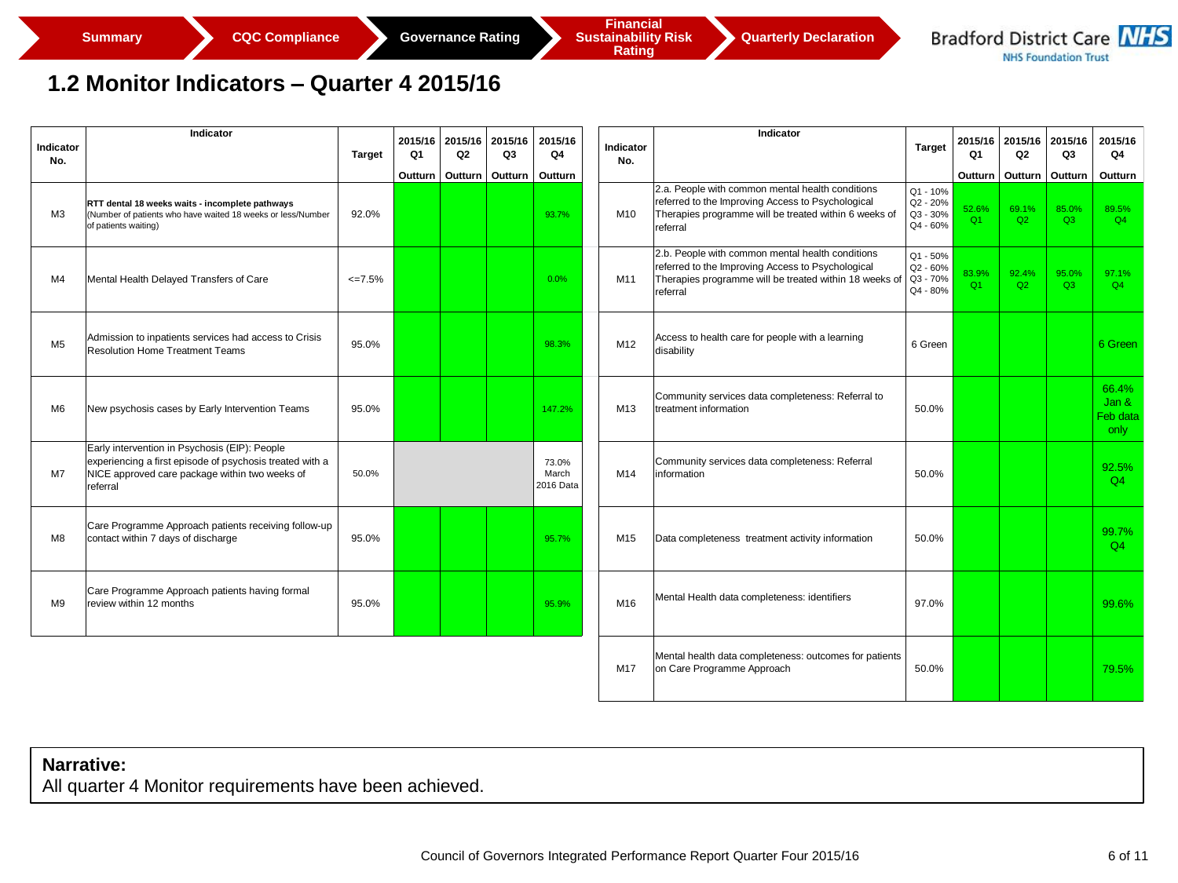Summary | CQC Compliance | Governance Rating | Financial Sustainability Risk Rating | Quarterly Declaration

Bradford District Care NHS Foundation Trust

# 1.2 Monitor Indicators – Quarter 4 2015/16

| Indicator No. | Indicator | Target | 2015/16 Q1 Outturn | 2015/16 Q2 Outturn | 2015/16 Q3 Outturn | 2015/16 Q4 Outturn |
|---|---|---|---|---|---|---|
| M3 | **RTT dental 18 weeks waits - incomplete pathways** (Number of patients who have waited 18 weeks or less/Number of patients waiting) | 92.0% | | | | 93.7% |
| M4 | Mental Health Delayed Transfers of Care | <=7.5% | | | | 0.0% |
| M5 | Admission to inpatients services had access to Crisis Resolution Home Treatment Teams | 95.0% | | | | 98.3% |
| M6 | New psychosis cases by Early Intervention Teams | 95.0% | | | | 147.2% |
| M7 | Early intervention in Psychosis (EIP): People experiencing a first episode of psychosis treated with a NICE approved care package within two weeks of referral | 50.0% | | | | 73.0% March 2016 Data |
| M8 | Care Programme Approach patients receiving follow-up contact within 7 days of discharge | 95.0% | | | | 95.7% |
| M9 | Care Programme Approach patients having formal review within 12 months | 95.0% | | | | 95.9% |

| Indicator No. | Indicator | Target | 2015/16 Q1 Outturn | 2015/16 Q2 Outturn | 2015/16 Q3 Outturn | 2015/16 Q4 Outturn |
|---|---|---|---|---|---|---|
| M10 | 2.a. People with common mental health conditions referred to the Improving Access to Psychological Therapies programme will be treated within 6 weeks of referral | Q1 - 10% Q2 - 20% Q3 - 30% Q4 - 60% | 52.6% Q1 | 69.1% Q2 | 85.0% Q3 | 89.5% Q4 |
| M11 | 2.b. People with common mental health conditions referred to the Improving Access to Psychological Therapies programme will be treated within 18 weeks of referral | Q1 - 50% Q2 - 60% Q3 - 70% Q4 - 80% | 83.9% Q1 | 92.4% Q2 | 95.0% Q3 | 97.1% Q4 |
| M12 | Access to health care for people with a learning disability | 6 Green | | | | 6 Green |
| M13 | Community services data completeness: Referral to treatment information | 50.0% | | | | 66.4% Jan & Feb data only |
| M14 | Community services data completeness: Referral information | 50.0% | | | | 92.5% Q4 |
| M15 | Data completeness treatment activity information | 50.0% | | | | 99.7% Q4 |
| M16 | Mental Health data completeness: identifiers | 97.0% | | | | 99.6% |
| M17 | Mental health data completeness: outcomes for patients on Care Programme Approach | 50.0% | | | | 79.5% |

**Narrative:**
All quarter 4 Monitor requirements have been achieved.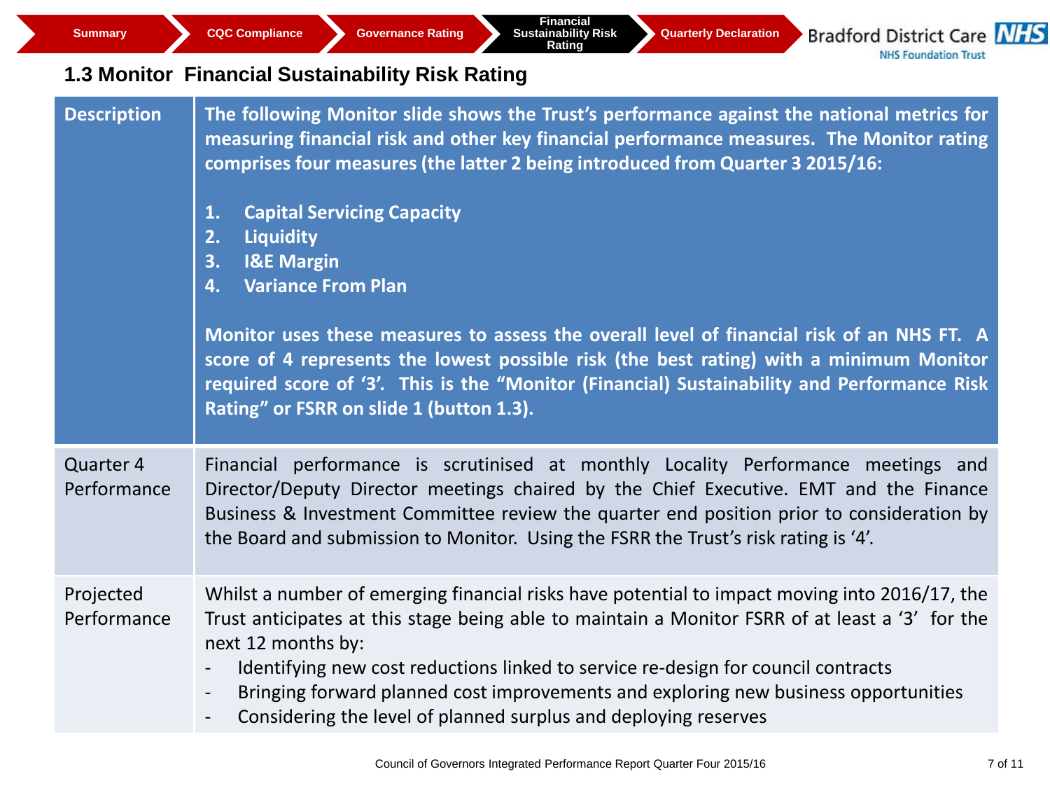Summary | CQC Compliance | Governance Rating | Financial Sustainability Risk Rating | Quarterly Declaration

## 1.3 Monitor Financial Sustainability Risk Rating

| | |
|---|---|
| **Description** | **The following Monitor slide shows the Trust's performance against the national metrics for measuring financial risk and other key financial performance measures. The Monitor rating comprises four measures (the latter 2 being introduced from Quarter 3 2015/16:**<br><br>**1. Capital Servicing Capacity**<br>**2. Liquidity**<br>**3. I&E Margin**<br>**4. Variance From Plan**<br><br>**Monitor uses these measures to assess the overall level of financial risk of an NHS FT. A score of 4 represents the lowest possible risk (the best rating) with a minimum Monitor required score of '3'. This is the "Monitor (Financial) Sustainability and Performance Risk Rating" or FSRR on slide 1 (button 1.3).** |
| Quarter 4 Performance | Financial performance is scrutinised at monthly Locality Performance meetings and Director/Deputy Director meetings chaired by the Chief Executive. EMT and the Finance Business & Investment Committee review the quarter end position prior to consideration by the Board and submission to Monitor. Using the FSRR the Trust's risk rating is '4'. |
| Projected Performance | Whilst a number of emerging financial risks have potential to impact moving into 2016/17, the Trust anticipates at this stage being able to maintain a Monitor FSRR of at least a '3' for the next 12 months by:<br>- Identifying new cost reductions linked to service re-design for council contracts<br>- Bringing forward planned cost improvements and exploring new business opportunities<br>- Considering the level of planned surplus and deploying reserves |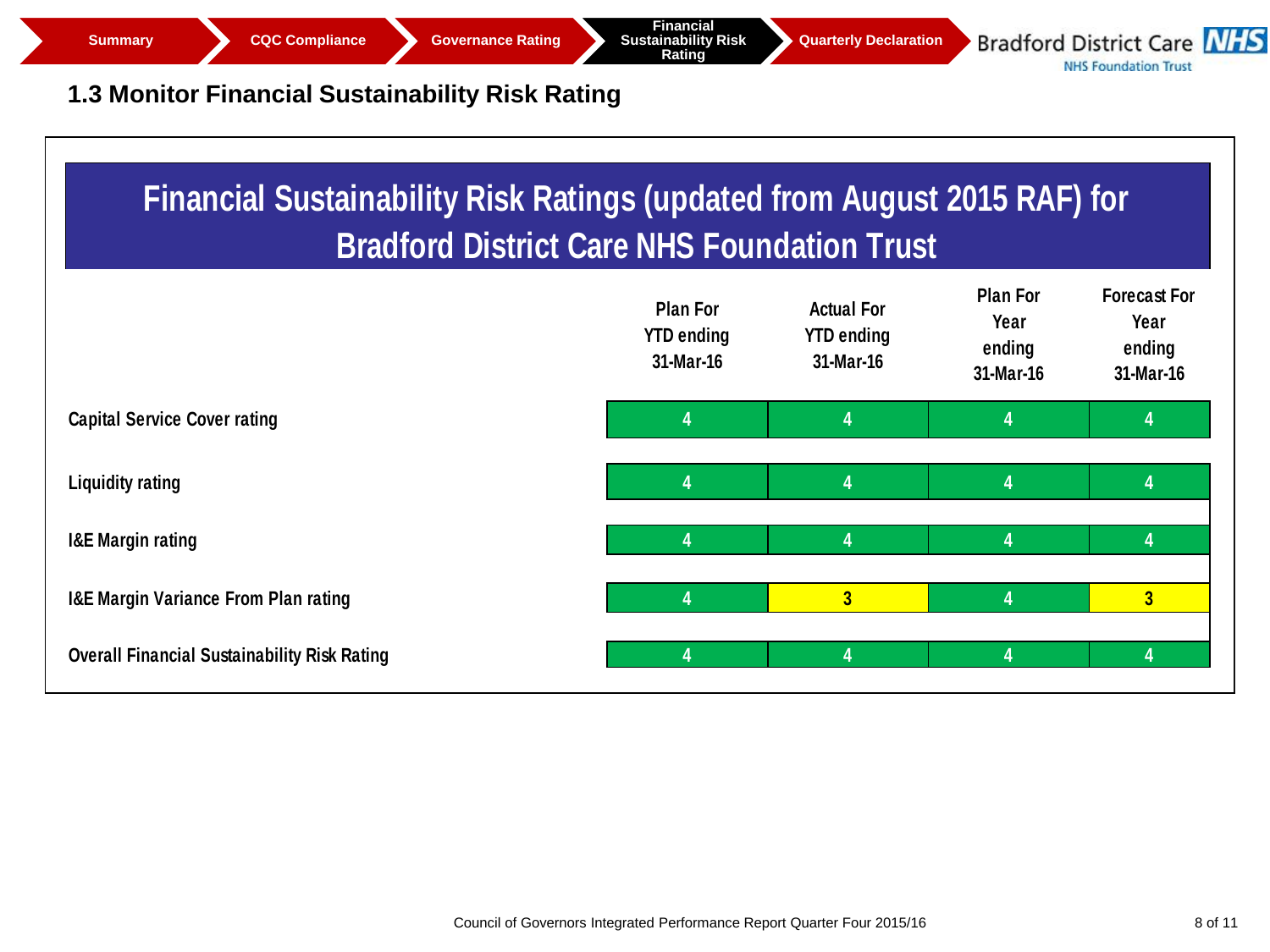Summary | CQC Compliance | Governance Rating | Financial Sustainability Risk Rating | Quarterly Declaration

## 1.3 Monitor Financial Sustainability Risk Rating

### Financial Sustainability Risk Ratings (updated from August 2015 RAF) for Bradford District Care NHS Foundation Trust

| | Plan For YTD ending 31-Mar-16 | Actual For YTD ending 31-Mar-16 | Plan For Year ending 31-Mar-16 | Forecast For Year ending 31-Mar-16 |
|---|---|---|---|---|
| Capital Service Cover rating | 4 | 4 | 4 | 4 |
| Liquidity rating | 4 | 4 | 4 | 4 |
| I&E Margin rating | 4 | 4 | 4 | 4 |
| I&E Margin Variance From Plan rating | 4 | 3 | 4 | 3 |
| Overall Financial Sustainability Risk Rating | 4 | 4 | 4 | 4 |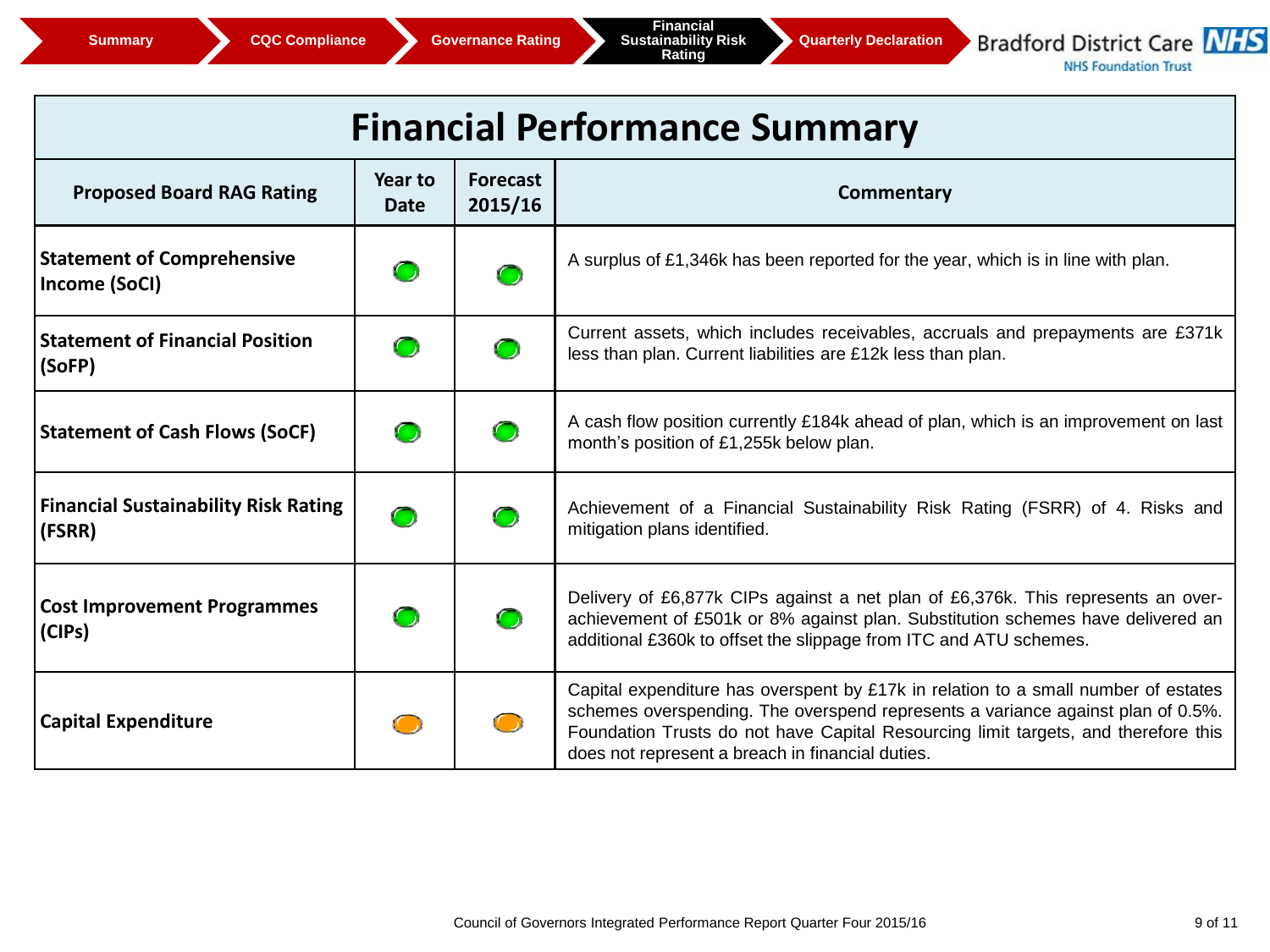Summary | CQC Compliance | Governance Rating | Financial Sustainability Risk Rating | Quarterly Declaration

Bradford District Care NHS Foundation Trust

# Financial Performance Summary

| Proposed Board RAG Rating | Year to Date | Forecast 2015/16 | Commentary |
|---|---|---|---|
| **Statement of Comprehensive Income (SoCI)** | Green | Green | A surplus of £1,346k has been reported for the year, which is in line with plan. |
| **Statement of Financial Position (SoFP)** | Green | Green | Current assets, which includes receivables, accruals and prepayments are £371k less than plan. Current liabilities are £12k less than plan. |
| **Statement of Cash Flows (SoCF)** | Green | Green | A cash flow position currently £184k ahead of plan, which is an improvement on last month's position of £1,255k below plan. |
| **Financial Sustainability Risk Rating (FSRR)** | Green | Green | Achievement of a Financial Sustainability Risk Rating (FSRR) of 4. Risks and mitigation plans identified. |
| **Cost Improvement Programmes (CIPs)** | Green | Green | Delivery of £6,877k CIPs against a net plan of £6,376k. This represents an over-achievement of £501k or 8% against plan. Substitution schemes have delivered an additional £360k to offset the slippage from ITC and ATU schemes. |
| **Capital Expenditure** | Amber | Amber | Capital expenditure has overspent by £17k in relation to a small number of estates schemes overspending. The overspend represents a variance against plan of 0.5%. Foundation Trusts do not have Capital Resourcing limit targets, and therefore this does not represent a breach in financial duties. |

Council of Governors Integrated Performance Report Quarter Four 2015/16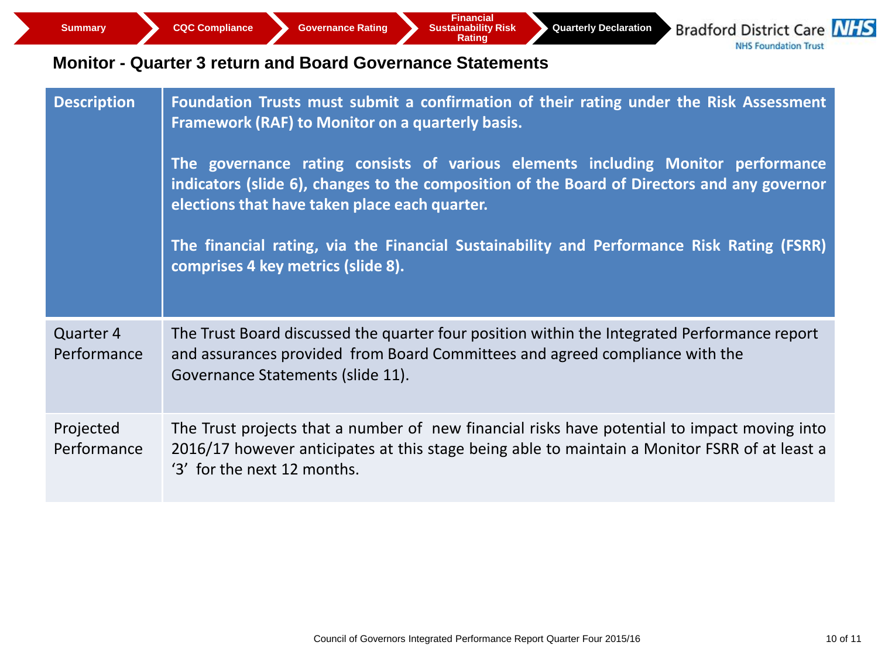Summary | CQC Compliance | Governance Rating | Financial Sustainability Risk Rating | Quarterly Declaration

## Monitor - Quarter 3 return and Board Governance Statements

| Description | Foundation Trusts must submit a confirmation of their rating under the Risk Assessment Framework (RAF) to Monitor on a quarterly basis.<br><br>The governance rating consists of various elements including Monitor performance indicators (slide 6), changes to the composition of the Board of Directors and any governor elections that have taken place each quarter.<br><br>The financial rating, via the Financial Sustainability and Performance Risk Rating (FSRR) comprises 4 key metrics (slide 8). |
|---|---|
| Quarter 4 Performance | The Trust Board discussed the quarter four position within the Integrated Performance report and assurances provided from Board Committees and agreed compliance with the Governance Statements (slide 11). |
| Projected Performance | The Trust projects that a number of new financial risks have potential to impact moving into 2016/17 however anticipates at this stage being able to maintain a Monitor FSRR of at least a '3' for the next 12 months. |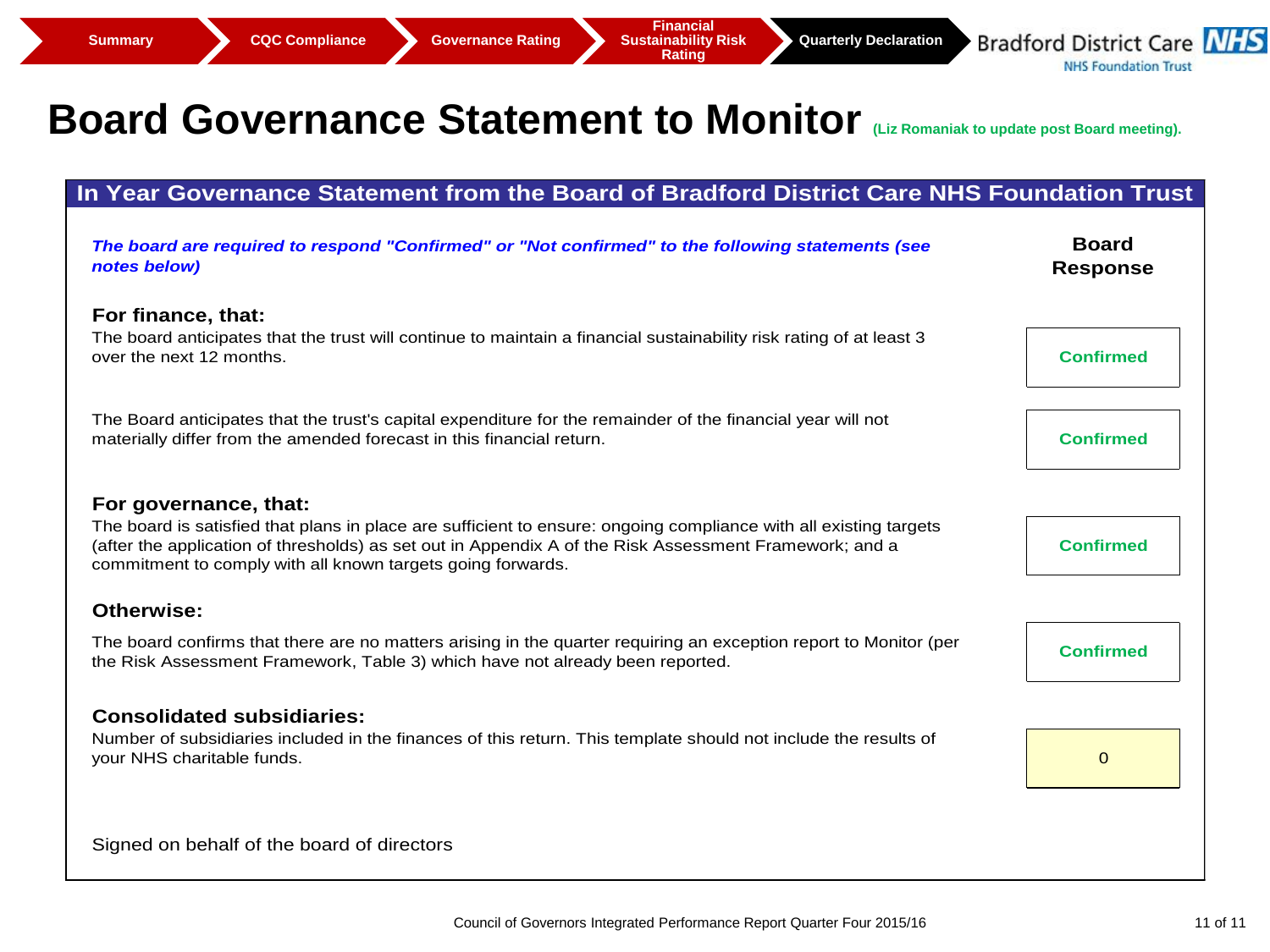Summary | CQC Compliance | Governance Rating | Financial Sustainability Risk Rating | Quarterly Declaration

Bradford District Care NHS Foundation Trust

# Board Governance Statement to Monitor (Liz Romaniak to update post Board meeting).

## In Year Governance Statement from the Board of Bradford District Care NHS Foundation Trust

*The board are required to respond "Confirmed" or "Not confirmed" to the following statements (see notes below)*

| | Board Response |
|---|---|
| **For finance, that:**<br>The board anticipates that the trust will continue to maintain a financial sustainability risk rating of at least 3 over the next 12 months. | Confirmed |
| The Board anticipates that the trust's capital expenditure for the remainder of the financial year will not materially differ from the amended forecast in this financial return. | Confirmed |
| **For governance, that:**<br>The board is satisfied that plans in place are sufficient to ensure: ongoing compliance with all existing targets (after the application of thresholds) as set out in Appendix A of the Risk Assessment Framework; and a commitment to comply with all known targets going forwards. | Confirmed |
| **Otherwise:**<br>The board confirms that there are no matters arising in the quarter requiring an exception report to Monitor (per the Risk Assessment Framework, Table 3) which have not already been reported. | Confirmed |
| **Consolidated subsidiaries:**<br>Number of subsidiaries included in the finances of this return. This template should not include the results of your NHS charitable funds. | 0 |

Signed on behalf of the board of directors

Council of Governors Integrated Performance Report Quarter Four 2015/16